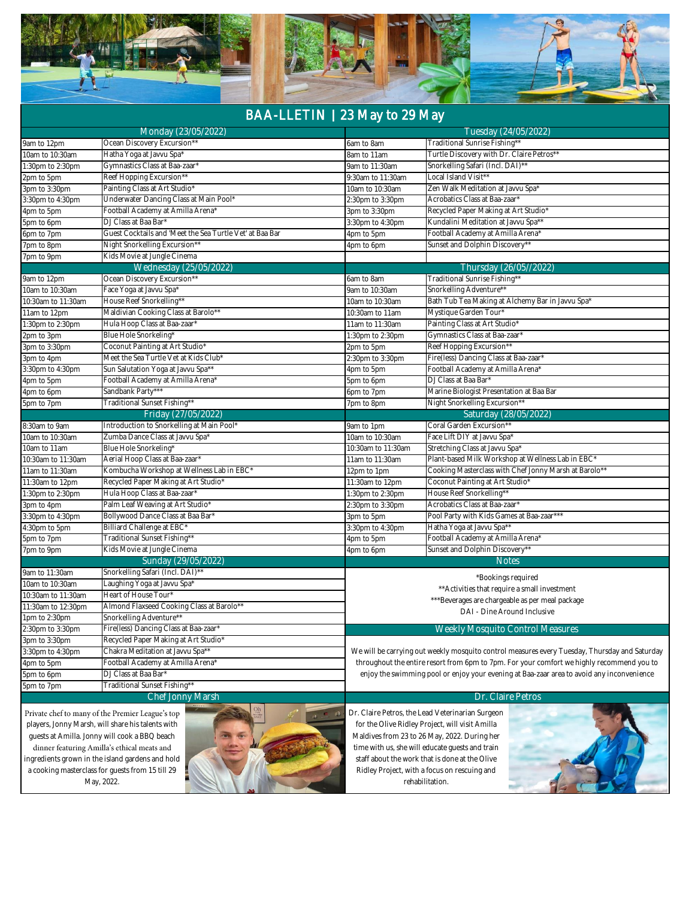# BAA-LLETIN | 23 May to 29 May

## Monday (23/05/2022)

| Time | Activity |
|---|---|
| 9am to 12pm | Ocean Discovery Excursion** |
| 10am to 10:30am | Hatha Yoga at Javvu Spa* |
| 1:30pm to 2:30pm | Gymnastics Class at Baa-zaar* |
| 2pm to 5pm | Reef Hopping Excursion** |
| 3pm to 3:30pm | Painting Class at Art Studio* |
| 3:30pm to 4:30pm | Underwater Dancing Class at Main Pool* |
| 4pm to 5pm | Football Academy at Amilla Arena* |
| 5pm to 6pm | DJ Class at Baa Bar* |
| 6pm to 7pm | Guest Cocktails and 'Meet the Sea Turtle Vet' at Baa Bar |
| 7pm to 8pm | Night Snorkelling Excursion** |
| 7pm to 9pm | Kids Movie at Jungle Cinema |

## Tuesday (24/05/2022)

| Time | Activity |
|---|---|
| 6am to 8am | Traditional Sunrise Fishing** |
| 8am to 11am | Turtle Discovery with Dr. Claire Petros** |
| 9am to 11:30am | Snorkelling Safari (Incl. DAI)** |
| 9:30am to 11:30am | Local Island Visit** |
| 10am to 10:30am | Zen Walk Meditation at Javvu Spa* |
| 2:30pm to 3:30pm | Acrobatics Class at Baa-zaar* |
| 3pm to 3:30pm | Recycled Paper Making at Art Studio* |
| 3:30pm to 4:30pm | Kundalini Meditation at Javvu Spa** |
| 4pm to 5pm | Football Academy at Amilla Arena* |
| 4pm to 6pm | Sunset and Dolphin Discovery** |

## Wednesday (25/05/2022)

| Time | Activity |
|---|---|
| 9am to 12pm | Ocean Discovery Excursion** |
| 10am to 10:30am | Face Yoga at Javvu Spa* |
| 10:30am to 11:30am | House Reef Snorkelling** |
| 11am to 12pm | Maldivian Cooking Class at Barolo** |
| 1:30pm to 2:30pm | Hula Hoop Class at Baa-zaar* |
| 2pm to 3pm | Blue Hole Snorkeling* |
| 3pm to 3:30pm | Coconut Painting at Art Studio* |
| 3pm to 4pm | Meet the Sea Turtle Vet at Kids Club* |
| 3:30pm to 4:30pm | Sun Salutation Yoga at Javvu Spa** |
| 4pm to 5pm | Football Academy at Amilla Arena* |
| 4pm to 6pm | Sandbank Party*** |
| 5pm to 7pm | Traditional Sunset Fishing** |

## Thursday (26/05//2022)

| Time | Activity |
|---|---|
| 6am to 8am | Traditional Sunrise Fishing** |
| 9am to 10:30am | Snorkelling Adventure** |
| 10am to 10:30am | Bath Tub Tea Making at Alchemy Bar in Javvu Spa* |
| 10:30am to 11am | Mystique Garden Tour* |
| 11am to 11:30am | Painting Class at Art Studio* |
| 1:30pm to 2:30pm | Gymnastics Class at Baa-zaar* |
| 2pm to 5pm | Reef Hopping Excursion** |
| 2:30pm to 3:30pm | Fire(less) Dancing Class at Baa-zaar* |
| 4pm to 5pm | Football Academy at Amilla Arena* |
| 5pm to 6pm | DJ Class at Baa Bar* |
| 6pm to 7pm | Marine Biologist Presentation at Baa Bar |
| 7pm to 8pm | Night Snorkelling Excursion** |

## Friday (27/05/2022)

| Time | Activity |
|---|---|
| 8:30am to 9am | Introduction to Snorkelling at Main Pool* |
| 10am to 10:30am | Zumba Dance Class at Javvu Spa* |
| 10am to 11am | Blue Hole Snorkeling* |
| 10:30am to 11:30am | Aerial Hoop Class at Baa-zaar* |
| 11am to 11:30am | Kombucha Workshop at Wellness Lab in EBC* |
| 11:30am to 12pm | Recycled Paper Making at Art Studio* |
| 1:30pm to 2:30pm | Hula Hoop Class at Baa-zaar* |
| 3pm to 4pm | Palm Leaf Weaving at Art Studio* |
| 3:30pm to 4:30pm | Bollywood Dance Class at Baa Bar* |
| 4:30pm to 5pm | Billiard Challenge at EBC* |
| 5pm to 7pm | Traditional Sunset Fishing** |
| 7pm to 9pm | Kids Movie at Jungle Cinema |

## Saturday (28/05/2022)

| Time | Activity |
|---|---|
| 9am to 1pm | Coral Garden Excursion** |
| 10am to 10:30am | Face Lift DIY at Javvu Spa* |
| 10:30am to 11:30am | Stretching Class at Javvu Spa* |
| 11am to 11:30am | Plant-based Milk Workshop at Wellness Lab in EBC* |
| 12pm to 1pm | Cooking Masterclass with Chef Jonny Marsh at Barolo** |
| 11:30am to 12pm | Coconut Painting at Art Studio* |
| 1:30pm to 2:30pm | House Reef Snorkelling** |
| 2:30pm to 3:30pm | Acrobatics Class at Baa-zaar* |
| 3pm to 5pm | Pool Party with Kids Games at Baa-zaar*** |
| 3:30pm to 4:30pm | Hatha Yoga at Javvu Spa** |
| 4pm to 5pm | Football Academy at Amilla Arena* |
| 4pm to 6pm | Sunset and Dolphin Discovery** |

## Sunday (29/05/2022)

| Time | Activity |
|---|---|
| 9am to 11:30am | Snorkelling Safari (Incl. DAI)** |
| 10am to 10:30am | Laughing Yoga at Javvu Spa* |
| 10:30am to 11:30am | Heart of House Tour* |
| 11:30am to 12:30pm | Almond Flaxseed Cooking Class at Barolo** |
| 1pm to 2:30pm | Snorkelling Adventure** |
| 2:30pm to 3:30pm | Fire(less) Dancing Class at Baa-zaar* |
| 3pm to 3:30pm | Recycled Paper Making at Art Studio* |
| 3:30pm to 4:30pm | Chakra Meditation at Javvu Spa** |
| 4pm to 5pm | Football Academy at Amilla Arena* |
| 5pm to 6pm | DJ Class at Baa Bar* |
| 5pm to 7pm | Traditional Sunset Fishing** |

## Notes

*Bookings required

**Activities that require a small investment

***Beverages are chargeable as per meal package

DAI - Dine Around Inclusive

## Weekly Mosquito Control Measures

We will be carrying out weekly mosquito control measures every Tuesday, Thursday and Saturday throughout the entire resort from 6pm to 7pm. For your comfort we highly recommend you to enjoy the swimming pool or enjoy your evening at Baa-zaar area to avoid any inconvenience

## Chef Jonny Marsh

Private chef to many of the Premier League's top players, Jonny Marsh, will share his talents with guests at Amilla. Jonny will cook a BBQ beach dinner featuring Amilla's ethical meats and ingredients grown in the island gardens and hold a cooking masterclass for guests from 15 till 29 May, 2022.

## Dr. Claire Petros

Dr. Claire Petros, the Lead Veterinarian Surgeon for the Olive Ridley Project, will visit Amilla Maldives from 23 to 26 May, 2022. During her time with us, she will educate guests and train staff about the work that is done at the Olive Ridley Project, with a focus on rescuing and rehabilitation.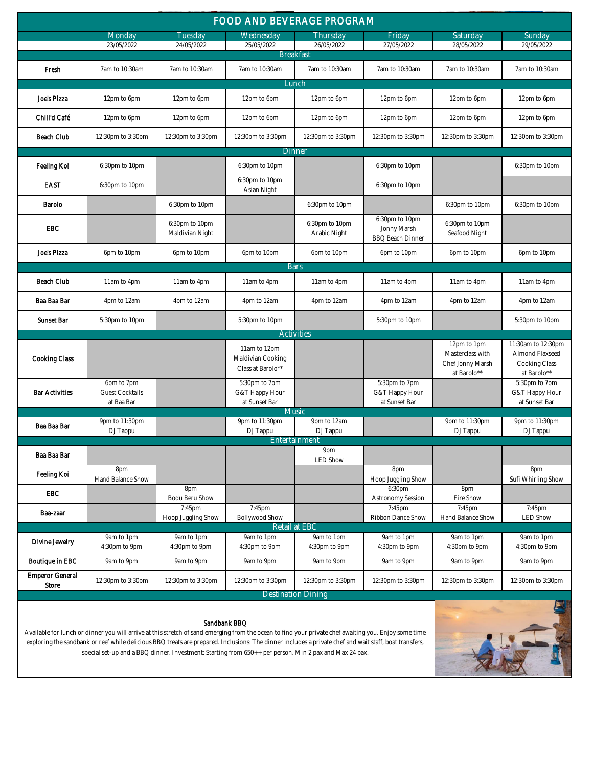# FOOD AND BEVERAGE PROGRAM

| | Monday | Tuesday | Wednesday | Thursday | Friday | Saturday | Sunday |
|---|---|---|---|---|---|---|---|
| | 23/05/2022 | 24/05/2022 | 25/05/2022 | 26/05/2022 | 27/05/2022 | 28/05/2022 | 29/05/2022 |
| **Breakfast** | | | | | | | |
| Fresh | 7am to 10:30am | 7am to 10:30am | 7am to 10:30am | 7am to 10:30am | 7am to 10:30am | 7am to 10:30am | 7am to 10:30am |
| **Lunch** | | | | | | | |
| Joe's Pizza | 12pm to 6pm | 12pm to 6pm | 12pm to 6pm | 12pm to 6pm | 12pm to 6pm | 12pm to 6pm | 12pm to 6pm |
| Chill'd Café | 12pm to 6pm | 12pm to 6pm | 12pm to 6pm | 12pm to 6pm | 12pm to 6pm | 12pm to 6pm | 12pm to 6pm |
| Beach Club | 12:30pm to 3:30pm | 12:30pm to 3:30pm | 12:30pm to 3:30pm | 12:30pm to 3:30pm | 12:30pm to 3:30pm | 12:30pm to 3:30pm | 12:30pm to 3:30pm |
| **Dinner** | | | | | | | |
| Feeling Koi | 6:30pm to 10pm | | 6:30pm to 10pm | | 6:30pm to 10pm | | 6:30pm to 10pm |
| EAST | 6:30pm to 10pm | | 6:30pm to 10pm Asian Night | | 6:30pm to 10pm | | |
| Barolo | | 6:30pm to 10pm | | 6:30pm to 10pm | | 6:30pm to 10pm | 6:30pm to 10pm |
| EBC | | 6:30pm to 10pm Maldivian Night | | 6:30pm to 10pm Arabic Night | 6:30pm to 10pm Jonny Marsh BBQ Beach Dinner | 6:30pm to 10pm Seafood Night | |
| Joe's Pizza | 6pm to 10pm | 6pm to 10pm | 6pm to 10pm | 6pm to 10pm | 6pm to 10pm | 6pm to 10pm | 6pm to 10pm |
| **Bars** | | | | | | | |
| Beach Club | 11am to 4pm | 11am to 4pm | 11am to 4pm | 11am to 4pm | 11am to 4pm | 11am to 4pm | 11am to 4pm |
| Baa Baa Bar | 4pm to 12am | 4pm to 12am | 4pm to 12am | 4pm to 12am | 4pm to 12am | 4pm to 12am | 4pm to 12am |
| Sunset Bar | 5:30pm to 10pm | | 5:30pm to 10pm | | 5:30pm to 10pm | | 5:30pm to 10pm |
| **Activities** | | | | | | | |
| Cooking Class | | | 11am to 12pm Maldivian Cooking Class at Barolo** | | | 12pm to 1pm Masterclass with Chef Jonny Marsh at Barolo** | 11:30am to 12:30pm Almond Flaxseed Cooking Class at Barolo** |
| Bar Activities | 6pm to 7pm Guest Cocktails at Baa Bar | | 5:30pm to 7pm G&T Happy Hour at Sunset Bar | | 5:30pm to 7pm G&T Happy Hour at Sunset Bar | | 5:30pm to 7pm G&T Happy Hour at Sunset Bar |
| **Music** | | | | | | | |
| Baa Baa Bar | 9pm to 11:30pm DJ Tappu | | 9pm to 11:30pm DJ Tappu | 9pm to 12am DJ Tappu | | 9pm to 11:30pm DJ Tappu | 9pm to 11:30pm DJ Tappu |
| **Entertainment** | | | | | | | |
| Baa Baa Bar | | | | 9pm LED Show | | | |
| Feeling Koi | 8pm Hand Balance Show | | | | 8pm Hoop Juggling Show | | 8pm Sufi Whirling Show |
| EBC | | 8pm Bodu Beru Show | | | 6:30pm Astronomy Session | 8pm Fire Show | |
| Baa-zaar | | 7:45pm Hoop Juggling Show | 7:45pm Bollywood Show | | 7:45pm Ribbon Dance Show | 7:45pm Hand Balance Show | 7:45pm LED Show |
| **Retail at EBC** | | | | | | | |
| Divine Jewelry | 9am to 1pm 4:30pm to 9pm | 9am to 1pm 4:30pm to 9pm | 9am to 1pm 4:30pm to 9pm | 9am to 1pm 4:30pm to 9pm | 9am to 1pm 4:30pm to 9pm | 9am to 1pm 4:30pm to 9pm | 9am to 1pm 4:30pm to 9pm |
| Boutique in EBC | 9am to 9pm | 9am to 9pm | 9am to 9pm | 9am to 9pm | 9am to 9pm | 9am to 9pm | 9am to 9pm |
| Emperor General Store | 12:30pm to 3:30pm | 12:30pm to 3:30pm | 12:30pm to 3:30pm | 12:30pm to 3:30pm | 12:30pm to 3:30pm | 12:30pm to 3:30pm | 12:30pm to 3:30pm |

## Destination Dining

**Sandbank BBQ**

Available for lunch or dinner you will arrive at this stretch of sand emerging from the ocean to find your private chef awaiting you. Enjoy some time exploring the sandbank or reef while delicious BBQ treats are prepared. Inclusions: The dinner includes a private chef and wait staff, boat transfers, special set-up and a BBQ dinner. Investment: Starting from 650++ per person. Min 2 pax and Max 24 pax.